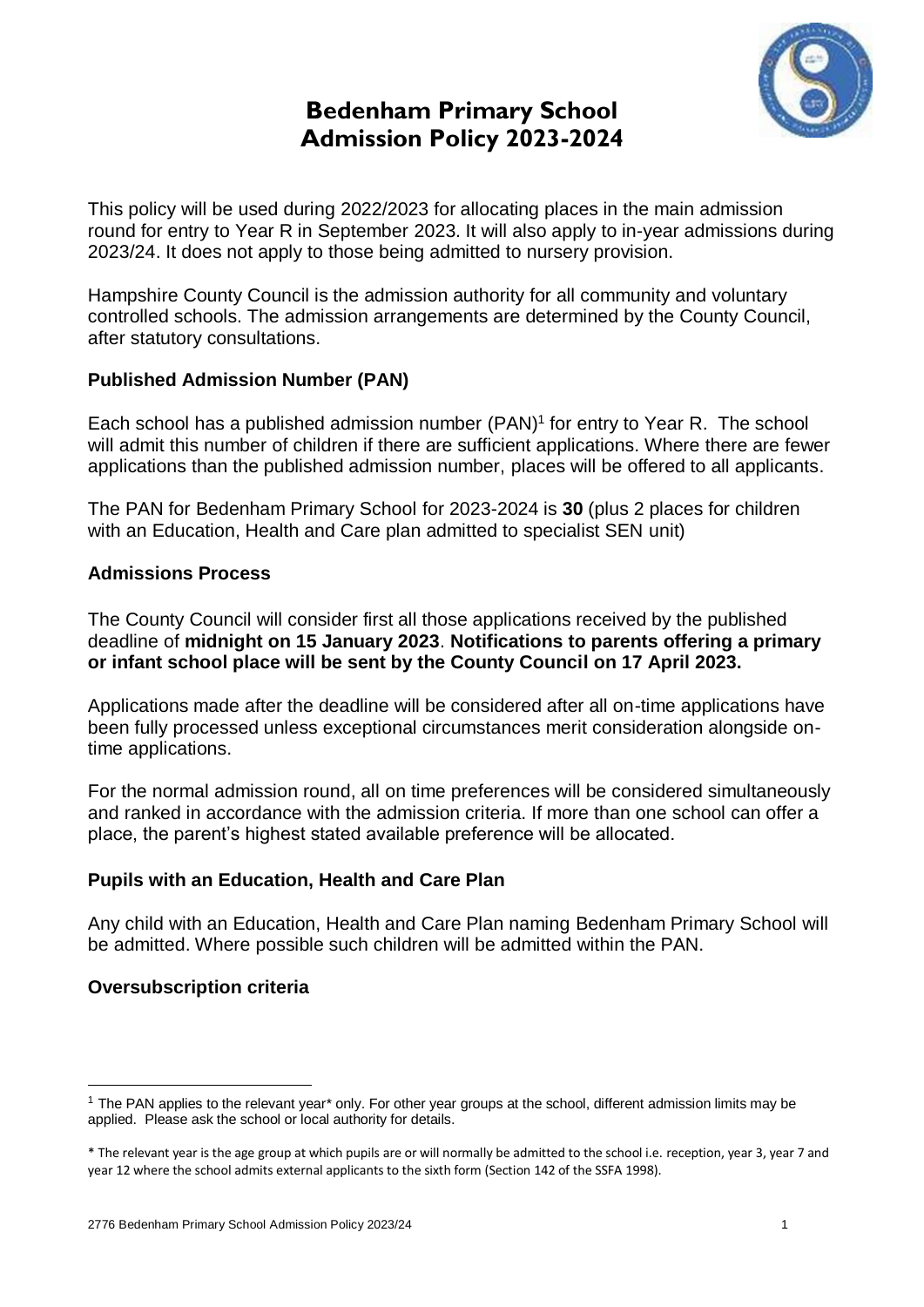# Bedenham Primary School
# Admission Policy 2023-2024

This policy will be used during 2022/2023 for allocating places in the main admission round for entry to Year R in September 2023. It will also apply to in-year admissions during 2023/24. It does not apply to those being admitted to nursery provision.

Hampshire County Council is the admission authority for all community and voluntary controlled schools. The admission arrangements are determined by the County Council, after statutory consultations.

## Published Admission Number (PAN)

Each school has a published admission number (PAN)[1] for entry to Year R. The school will admit this number of children if there are sufficient applications. Where there are fewer applications than the published admission number, places will be offered to all applicants.

The PAN for Bedenham Primary School for 2023-2024 is **30** (plus 2 places for children with an Education, Health and Care plan admitted to specialist SEN unit)

## Admissions Process

The County Council will consider first all those applications received by the published deadline of **midnight on 15 January 2023**. **Notifications to parents offering a primary or infant school place will be sent by the County Council on 17 April 2023.**

Applications made after the deadline will be considered after all on-time applications have been fully processed unless exceptional circumstances merit consideration alongside on-time applications.

For the normal admission round, all on time preferences will be considered simultaneously and ranked in accordance with the admission criteria. If more than one school can offer a place, the parent's highest stated available preference will be allocated.

## Pupils with an Education, Health and Care Plan

Any child with an Education, Health and Care Plan naming Bedenham Primary School will be admitted. Where possible such children will be admitted within the PAN.

## Oversubscription criteria

---

[1] The PAN applies to the relevant year* only. For other year groups at the school, different admission limits may be applied. Please ask the school or local authority for details.

* The relevant year is the age group at which pupils are or will normally be admitted to the school i.e. reception, year 3, year 7 and year 12 where the school admits external applicants to the sixth form (Section 142 of the SSFA 1998).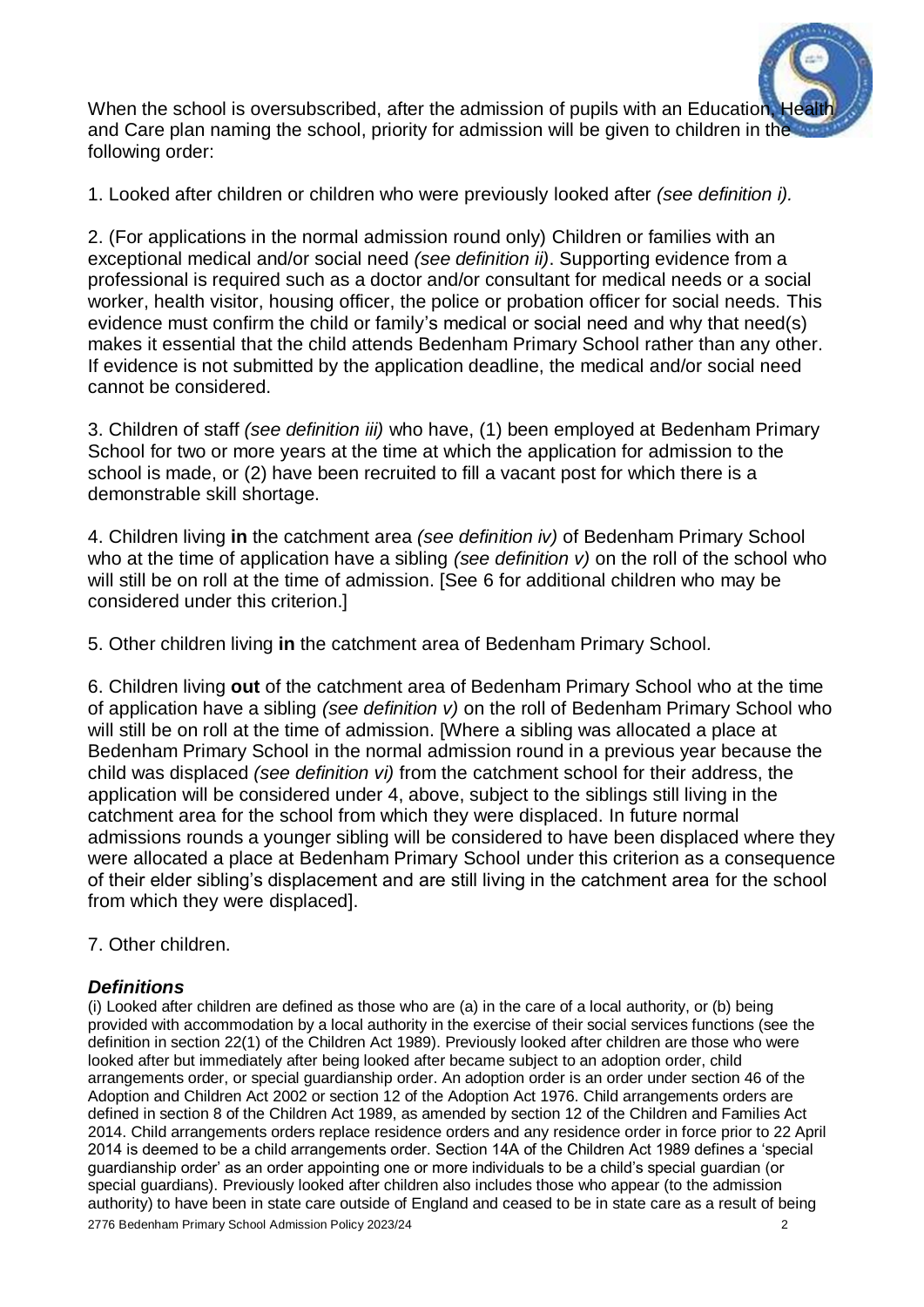When the school is oversubscribed, after the admission of pupils with an Education, Health and Care plan naming the school, priority for admission will be given to children in the following order:

1. Looked after children or children who were previously looked after *(see definition i).*

2. (For applications in the normal admission round only) Children or families with an exceptional medical and/or social need *(see definition ii)*. Supporting evidence from a professional is required such as a doctor and/or consultant for medical needs or a social worker, health visitor, housing officer, the police or probation officer for social needs. This evidence must confirm the child or family's medical or social need and why that need(s) makes it essential that the child attends Bedenham Primary School rather than any other. If evidence is not submitted by the application deadline, the medical and/or social need cannot be considered.

3. Children of staff *(see definition iii)* who have, (1) been employed at Bedenham Primary School for two or more years at the time at which the application for admission to the school is made, or (2) have been recruited to fill a vacant post for which there is a demonstrable skill shortage.

4. Children living **in** the catchment area *(see definition iv)* of Bedenham Primary School who at the time of application have a sibling *(see definition v)* on the roll of the school who will still be on roll at the time of admission. [See 6 for additional children who may be considered under this criterion.]

5. Other children living **in** the catchment area of Bedenham Primary School.

6. Children living **out** of the catchment area of Bedenham Primary School who at the time of application have a sibling *(see definition v)* on the roll of Bedenham Primary School who will still be on roll at the time of admission. [Where a sibling was allocated a place at Bedenham Primary School in the normal admission round in a previous year because the child was displaced *(see definition vi)* from the catchment school for their address, the application will be considered under 4, above, subject to the siblings still living in the catchment area for the school from which they were displaced. In future normal admissions rounds a younger sibling will be considered to have been displaced where they were allocated a place at Bedenham Primary School under this criterion as a consequence of their elder sibling's displacement and are still living in the catchment area for the school from which they were displaced].

7. Other children.

### *Definitions*

(i) Looked after children are defined as those who are (a) in the care of a local authority, or (b) being provided with accommodation by a local authority in the exercise of their social services functions (see the definition in section 22(1) of the Children Act 1989). Previously looked after children are those who were looked after but immediately after being looked after became subject to an adoption order, child arrangements order, or special guardianship order. An adoption order is an order under section 46 of the Adoption and Children Act 2002 or section 12 of the Adoption Act 1976. Child arrangements orders are defined in section 8 of the Children Act 1989, as amended by section 12 of the Children and Families Act 2014. Child arrangements orders replace residence orders and any residence order in force prior to 22 April 2014 is deemed to be a child arrangements order. Section 14A of the Children Act 1989 defines a 'special guardianship order' as an order appointing one or more individuals to be a child's special guardian (or special guardians). Previously looked after children also includes those who appear (to the admission authority) to have been in state care outside of England and ceased to be in state care as a result of being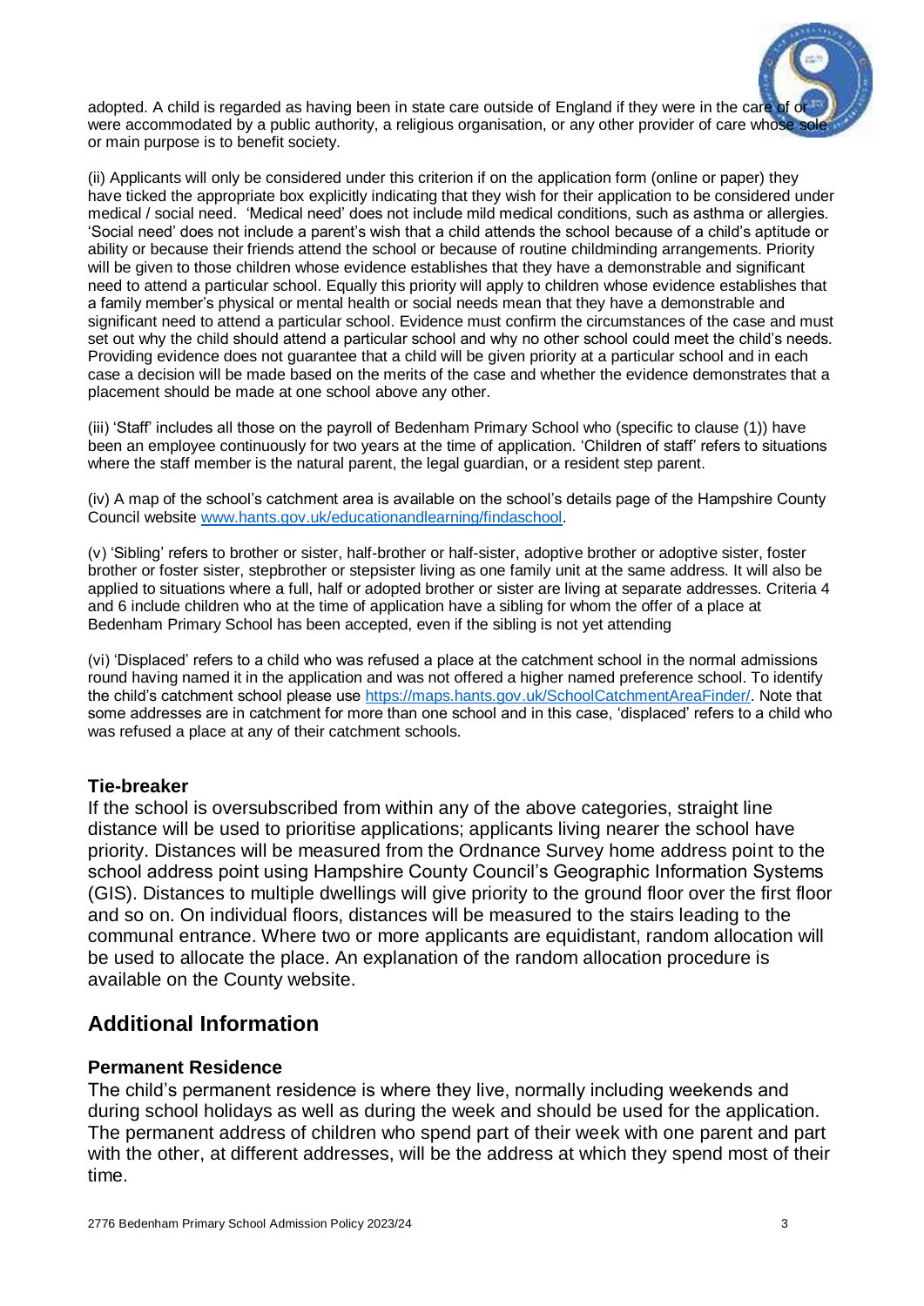adopted. A child is regarded as having been in state care outside of England if they were in the care of or were accommodated by a public authority, a religious organisation, or any other provider of care whose sole or main purpose is to benefit society.

(ii) Applicants will only be considered under this criterion if on the application form (online or paper) they have ticked the appropriate box explicitly indicating that they wish for their application to be considered under medical / social need. 'Medical need' does not include mild medical conditions, such as asthma or allergies. 'Social need' does not include a parent's wish that a child attends the school because of a child's aptitude or ability or because their friends attend the school or because of routine childminding arrangements. Priority will be given to those children whose evidence establishes that they have a demonstrable and significant need to attend a particular school. Equally this priority will apply to children whose evidence establishes that a family member's physical or mental health or social needs mean that they have a demonstrable and significant need to attend a particular school. Evidence must confirm the circumstances of the case and must set out why the child should attend a particular school and why no other school could meet the child's needs. Providing evidence does not guarantee that a child will be given priority at a particular school and in each case a decision will be made based on the merits of the case and whether the evidence demonstrates that a placement should be made at one school above any other.

(iii) 'Staff' includes all those on the payroll of Bedenham Primary School who (specific to clause (1)) have been an employee continuously for two years at the time of application. 'Children of staff' refers to situations where the staff member is the natural parent, the legal guardian, or a resident step parent.

(iv) A map of the school's catchment area is available on the school's details page of the Hampshire County Council website [www.hants.gov.uk/educationandlearning/findaschool](www.hants.gov.uk/educationandlearning/findaschool).

(v) 'Sibling' refers to brother or sister, half-brother or half-sister, adoptive brother or adoptive sister, foster brother or foster sister, stepbrother or stepsister living as one family unit at the same address. It will also be applied to situations where a full, half or adopted brother or sister are living at separate addresses. Criteria 4 and 6 include children who at the time of application have a sibling for whom the offer of a place at Bedenham Primary School has been accepted, even if the sibling is not yet attending

(vi) 'Displaced' refers to a child who was refused a place at the catchment school in the normal admissions round having named it in the application and was not offered a higher named preference school. To identify the child's catchment school please use [https://maps.hants.gov.uk/SchoolCatchmentAreaFinder/](https://maps.hants.gov.uk/SchoolCatchmentAreaFinder/). Note that some addresses are in catchment for more than one school and in this case, 'displaced' refers to a child who was refused a place at any of their catchment schools.

### Tie-breaker

If the school is oversubscribed from within any of the above categories, straight line distance will be used to prioritise applications; applicants living nearer the school have priority. Distances will be measured from the Ordnance Survey home address point to the school address point using Hampshire County Council's Geographic Information Systems (GIS). Distances to multiple dwellings will give priority to the ground floor over the first floor and so on. On individual floors, distances will be measured to the stairs leading to the communal entrance. Where two or more applicants are equidistant, random allocation will be used to allocate the place. An explanation of the random allocation procedure is available on the County website.

## Additional Information

### Permanent Residence

The child's permanent residence is where they live, normally including weekends and during school holidays as well as during the week and should be used for the application. The permanent address of children who spend part of their week with one parent and part with the other, at different addresses, will be the address at which they spend most of their time.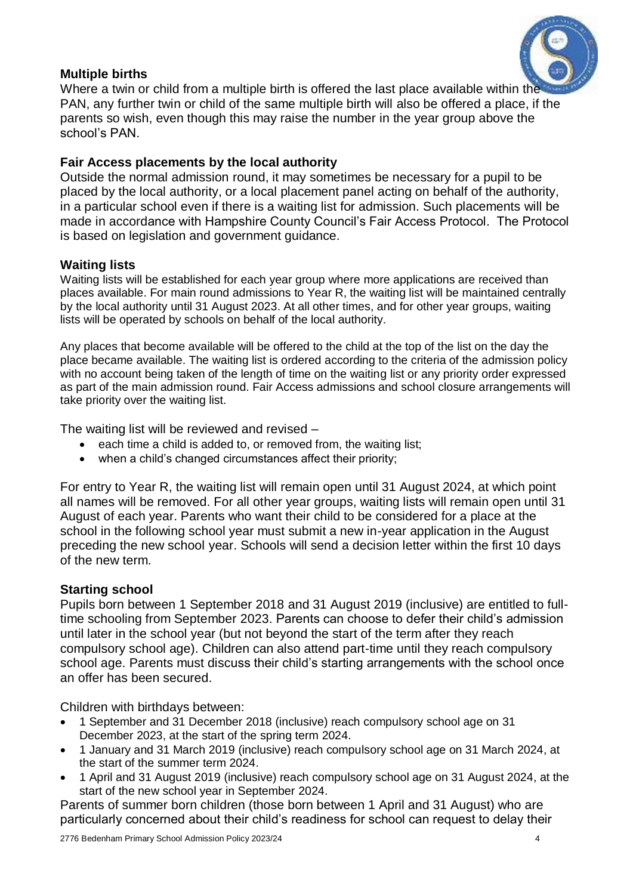### Multiple births

Where a twin or child from a multiple birth is offered the last place available within the PAN, any further twin or child of the same multiple birth will also be offered a place, if the parents so wish, even though this may raise the number in the year group above the school's PAN.

### Fair Access placements by the local authority

Outside the normal admission round, it may sometimes be necessary for a pupil to be placed by the local authority, or a local placement panel acting on behalf of the authority, in a particular school even if there is a waiting list for admission. Such placements will be made in accordance with Hampshire County Council's Fair Access Protocol. The Protocol is based on legislation and government guidance.

### Waiting lists

Waiting lists will be established for each year group where more applications are received than places available. For main round admissions to Year R, the waiting list will be maintained centrally by the local authority until 31 August 2023. At all other times, and for other year groups, waiting lists will be operated by schools on behalf of the local authority.

Any places that become available will be offered to the child at the top of the list on the day the place became available. The waiting list is ordered according to the criteria of the admission policy with no account being taken of the length of time on the waiting list or any priority order expressed as part of the main admission round. Fair Access admissions and school closure arrangements will take priority over the waiting list.

The waiting list will be reviewed and revised –

- each time a child is added to, or removed from, the waiting list;
- when a child's changed circumstances affect their priority;

For entry to Year R, the waiting list will remain open until 31 August 2024, at which point all names will be removed. For all other year groups, waiting lists will remain open until 31 August of each year. Parents who want their child to be considered for a place at the school in the following school year must submit a new in-year application in the August preceding the new school year. Schools will send a decision letter within the first 10 days of the new term.

### Starting school

Pupils born between 1 September 2018 and 31 August 2019 (inclusive) are entitled to full-time schooling from September 2023. Parents can choose to defer their child's admission until later in the school year (but not beyond the start of the term after they reach compulsory school age). Children can also attend part-time until they reach compulsory school age. Parents must discuss their child's starting arrangements with the school once an offer has been secured.

Children with birthdays between:

- 1 September and 31 December 2018 (inclusive) reach compulsory school age on 31 December 2023, at the start of the spring term 2024.
- 1 January and 31 March 2019 (inclusive) reach compulsory school age on 31 March 2024, at the start of the summer term 2024.
- 1 April and 31 August 2019 (inclusive) reach compulsory school age on 31 August 2024, at the start of the new school year in September 2024.

Parents of summer born children (those born between 1 April and 31 August) who are particularly concerned about their child's readiness for school can request to delay their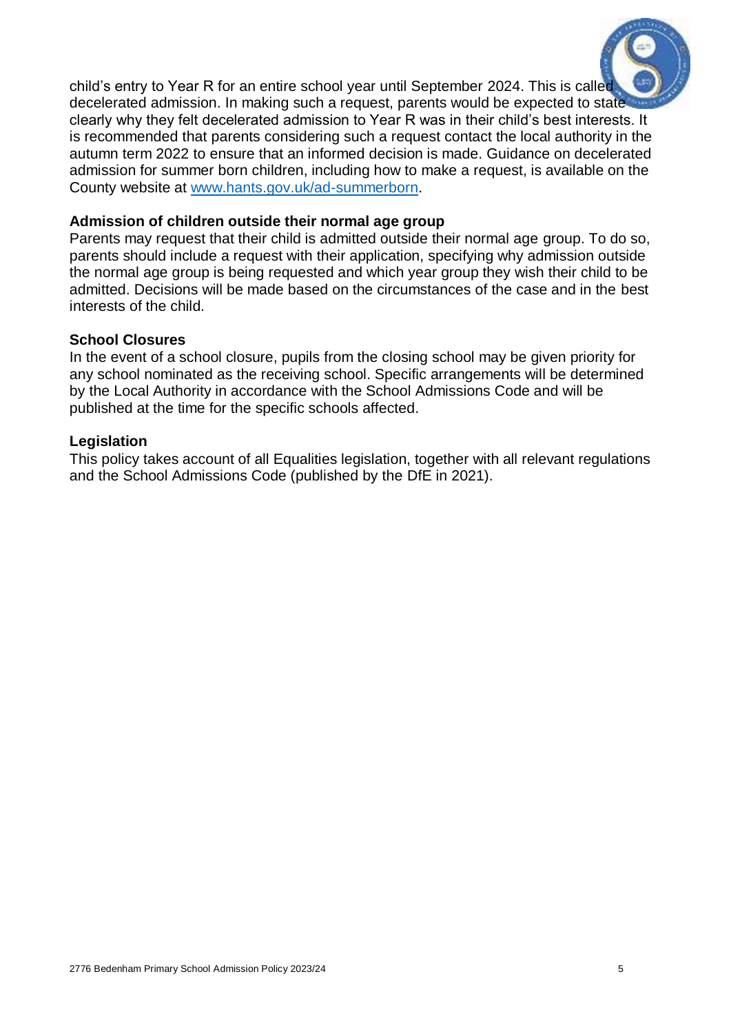child's entry to Year R for an entire school year until September 2024. This is called decelerated admission. In making such a request, parents would be expected to state clearly why they felt decelerated admission to Year R was in their child's best interests. It is recommended that parents considering such a request contact the local authority in the autumn term 2022 to ensure that an informed decision is made. Guidance on decelerated admission for summer born children, including how to make a request, is available on the County website at [www.hants.gov.uk/ad-summerborn](www.hants.gov.uk/ad-summerborn).

**Admission of children outside their normal age group**

Parents may request that their child is admitted outside their normal age group. To do so, parents should include a request with their application, specifying why admission outside the normal age group is being requested and which year group they wish their child to be admitted. Decisions will be made based on the circumstances of the case and in the best interests of the child.

**School Closures**

In the event of a school closure, pupils from the closing school may be given priority for any school nominated as the receiving school. Specific arrangements will be determined by the Local Authority in accordance with the School Admissions Code and will be published at the time for the specific schools affected.

**Legislation**

This policy takes account of all Equalities legislation, together with all relevant regulations and the School Admissions Code (published by the DfE in 2021).